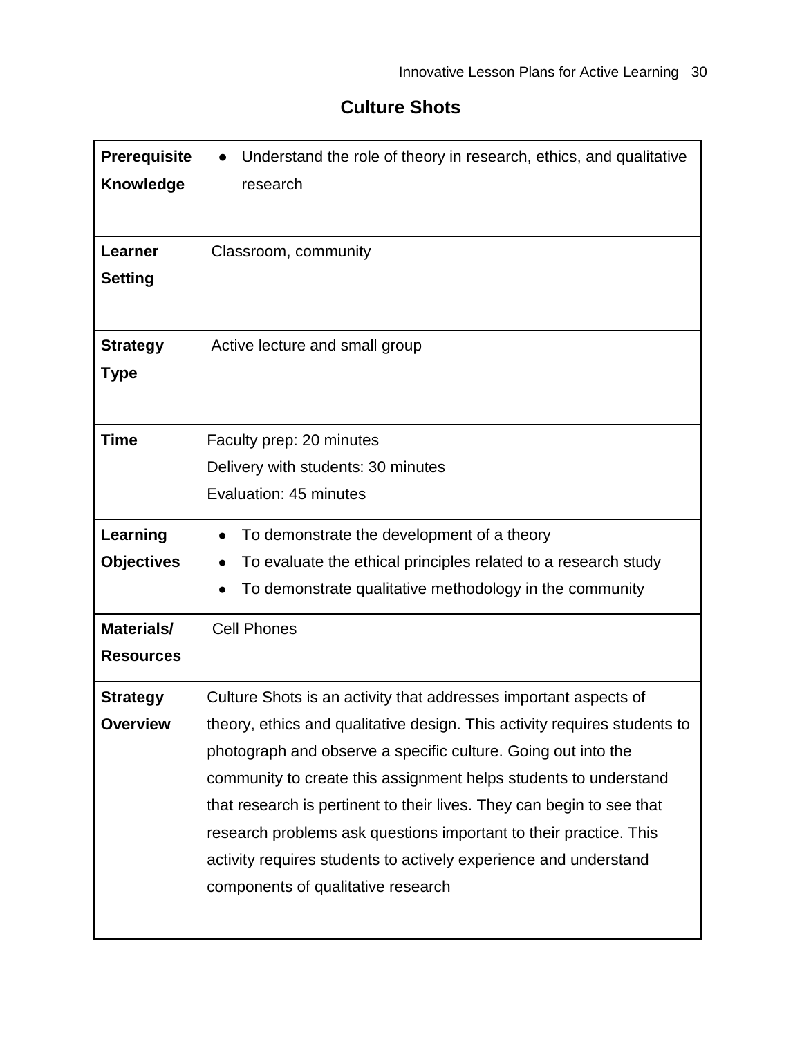# Culture Shots

| | |
|---|---|
| **Prerequisite Knowledge** | • Understand the role of theory in research, ethics, and qualitative research |
| **Learner Setting** | Classroom, community |
| **Strategy Type** | Active lecture and small group |
| **Time** | Faculty prep: 20 minutes<br>Delivery with students: 30 minutes<br>Evaluation: 45 minutes |
| **Learning Objectives** | • To demonstrate the development of a theory<br>• To evaluate the ethical principles related to a research study<br>• To demonstrate qualitative methodology in the community |
| **Materials/ Resources** | Cell Phones |
| **Strategy Overview** | Culture Shots is an activity that addresses important aspects of theory, ethics and qualitative design. This activity requires students to photograph and observe a specific culture. Going out into the community to create this assignment helps students to understand that research is pertinent to their lives. They can begin to see that research problems ask questions important to their practice. This activity requires students to actively experience and understand components of qualitative research |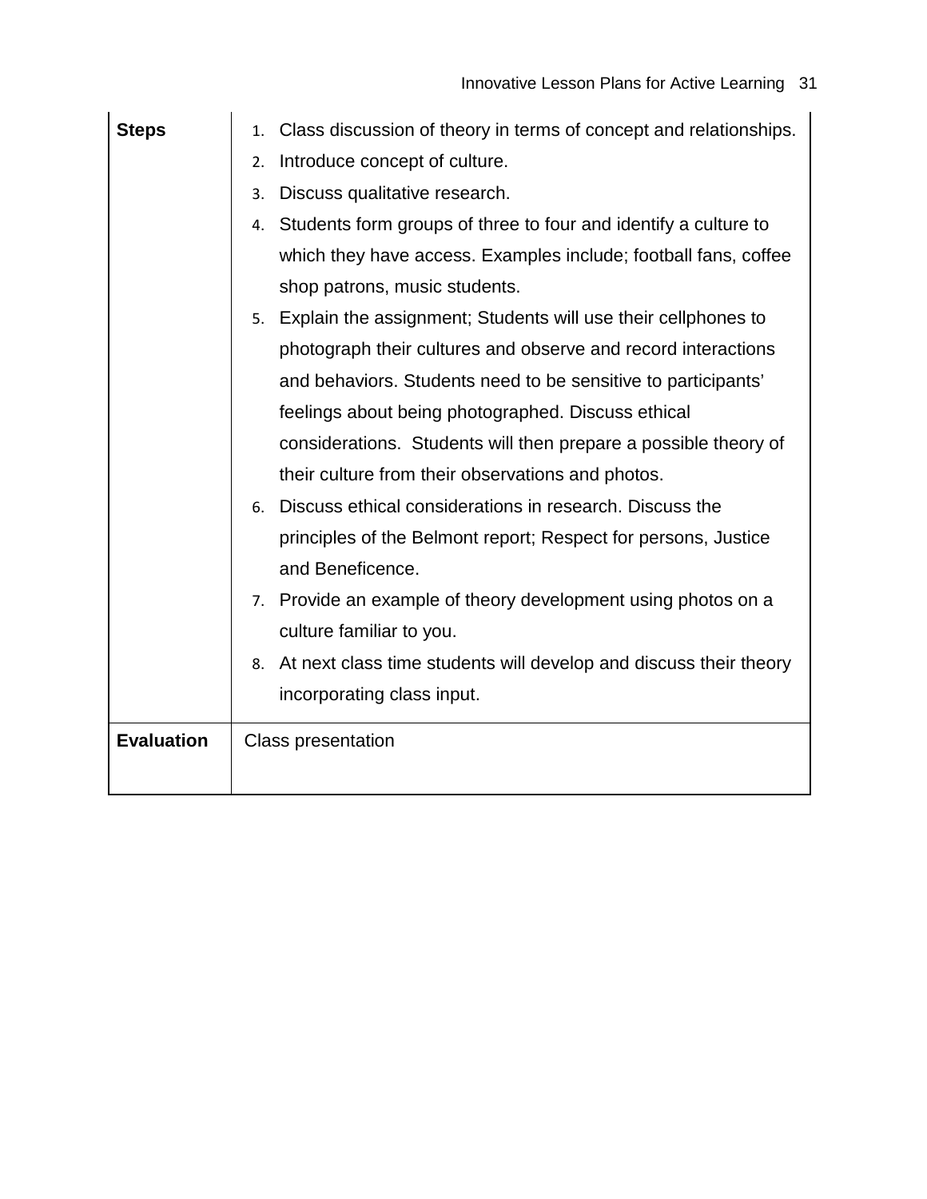| | |
|---|---|
| **Steps** | 1. Class discussion of theory in terms of concept and relationships.<br>2. Introduce concept of culture.<br>3. Discuss qualitative research.<br>4. Students form groups of three to four and identify a culture to which they have access. Examples include; football fans, coffee shop patrons, music students.<br>5. Explain the assignment; Students will use their cellphones to photograph their cultures and observe and record interactions and behaviors. Students need to be sensitive to participants' feelings about being photographed. Discuss ethical considerations. Students will then prepare a possible theory of their culture from their observations and photos.<br>6. Discuss ethical considerations in research. Discuss the principles of the Belmont report; Respect for persons, Justice and Beneficence.<br>7. Provide an example of theory development using photos on a culture familiar to you.<br>8. At next class time students will develop and discuss their theory incorporating class input. |
| **Evaluation** | Class presentation |